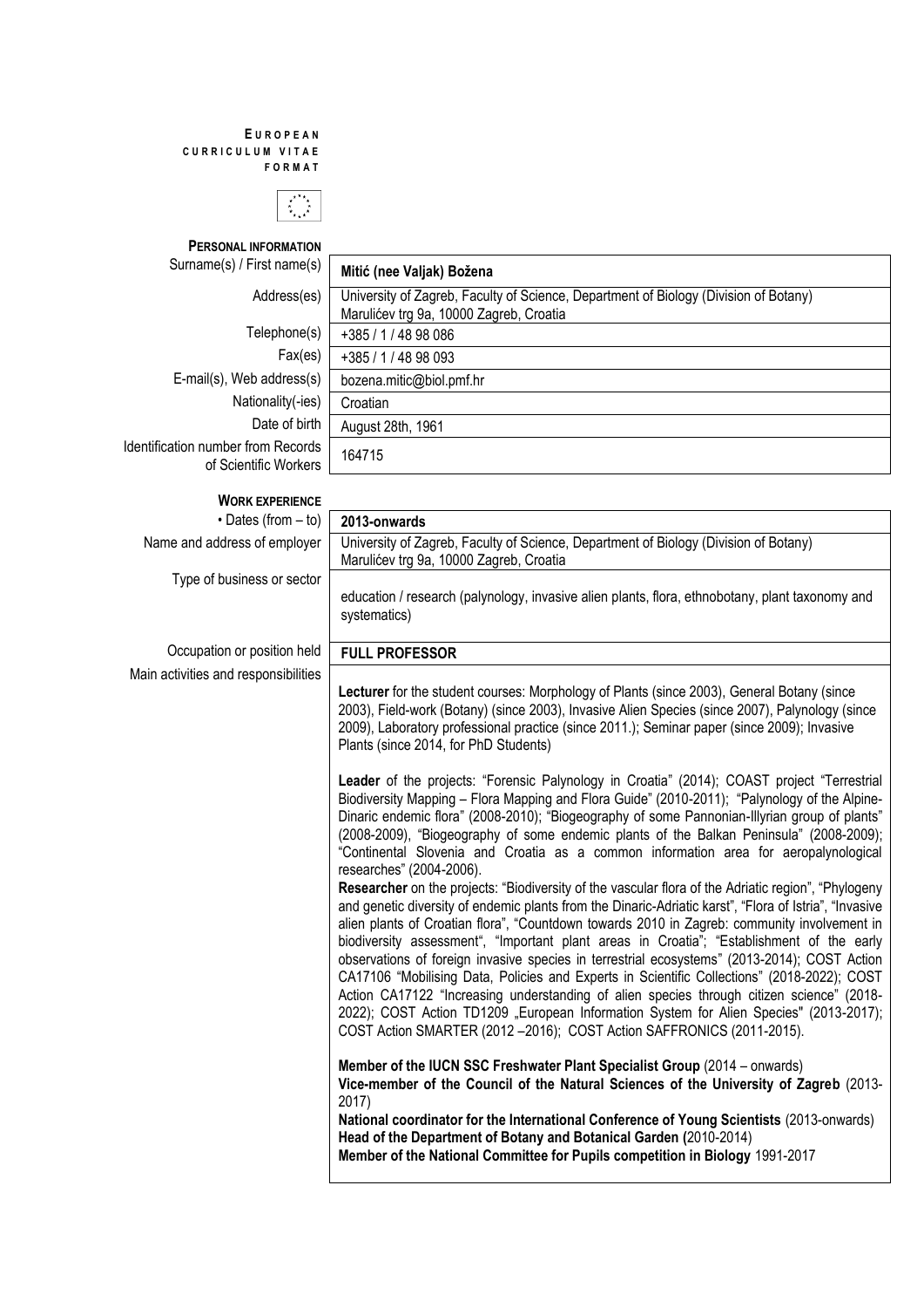**EUROPEAN CURRICULUM VITAE FORMAT**

## PERSONAL INFORMATION

| | |
|---|---|
| Surname(s) / First name(s) | **Mitić (nee Valjak) Božena** |
| Address(es) | University of Zagreb, Faculty of Science, Department of Biology (Division of Botany) Marulićev trg 9a, 10000 Zagreb, Croatia |
| Telephone(s) | +385 / 1 / 48 98 086 |
| Fax(es) | +385 / 1 / 48 98 093 |
| E-mail(s), Web address(s) | bozena.mitic@biol.pmf.hr |
| Nationality(-ies) | Croatian |
| Date of birth | August 28th, 1961 |
| Identification number from Records of Scientific Workers | 164715 |

## WORK EXPERIENCE

| | |
|---|---|
| • Dates (from – to) | **2013-onwards** |
| Name and address of employer | University of Zagreb, Faculty of Science, Department of Biology (Division of Botany) Marulićev trg 9a, 10000 Zagreb, Croatia |
| Type of business or sector | education / research (palynology, invasive alien plants, flora, ethnobotany, plant taxonomy and systematics) |
| Occupation or position held | **FULL PROFESSOR** |

Main activities and responsibilities

**Lecturer** for the student courses: Morphology of Plants (since 2003), General Botany (since 2003), Field-work (Botany) (since 2003), Invasive Alien Species (since 2007), Palynology (since 2009), Laboratory professional practice (since 2011.); Seminar paper (since 2009); Invasive Plants (since 2014, for PhD Students)

**Leader** of the projects: "Forensic Palynology in Croatia" (2014); COAST project "Terrestrial Biodiversity Mapping – Flora Mapping and Flora Guide" (2010-2011); "Palynology of the Alpine-Dinaric endemic flora" (2008-2010); "Biogeography of some Pannonian-Illyrian group of plants" (2008-2009), "Biogeography of some endemic plants of the Balkan Peninsula" (2008-2009); "Continental Slovenia and Croatia as a common information area for aeropalynological researches" (2004-2006).

**Researcher** on the projects: "Biodiversity of the vascular flora of the Adriatic region", "Phylogeny and genetic diversity of endemic plants from the Dinaric-Adriatic karst", "Flora of Istria", "Invasive alien plants of Croatian flora", "Countdown towards 2010 in Zagreb: community involvement in biodiversity assessment", "Important plant areas in Croatia"; "Establishment of the early observations of foreign invasive species in terrestrial ecosystems" (2013-2014); COST Action CA17106 "Mobilising Data, Policies and Experts in Scientific Collections" (2018-2022); COST Action CA17122 "Increasing understanding of alien species through citizen science" (2018-2022); COST Action TD1209 „European Information System for Alien Species" (2013-2017); COST Action SMARTER (2012 –2016); COST Action SAFFRONICS (2011-2015).

**Member of the IUCN SSC Freshwater Plant Specialist Group** (2014 – onwards)
**Vice-member of the Council of the Natural Sciences of the University of Zagreb** (2013-2017)
**National coordinator for the International Conference of Young Scientists** (2013-onwards)
**Head of the Department of Botany and Botanical Garden (**2010-2014)
**Member of the National Committee for Pupils competition in Biology** 1991-2017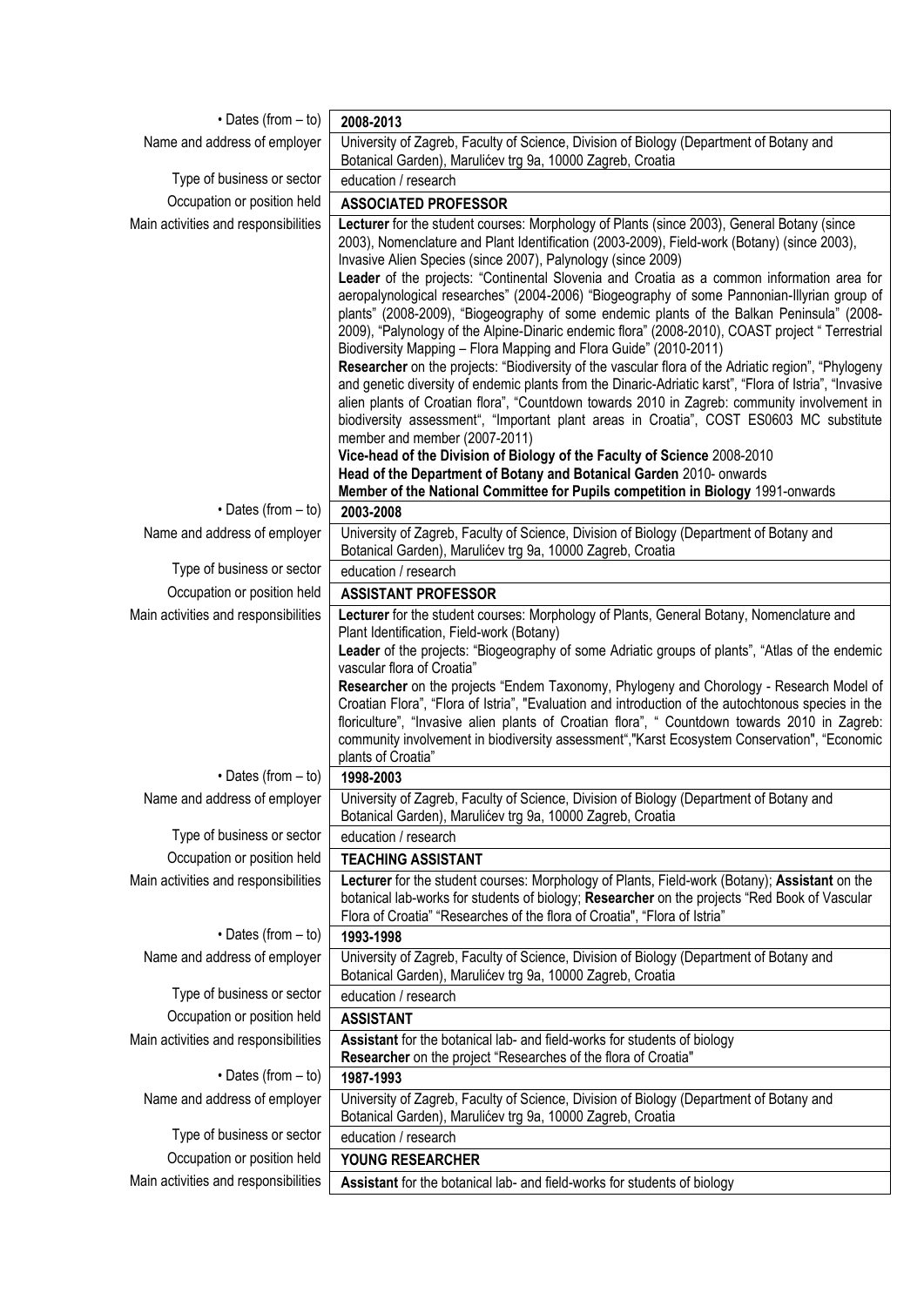| | |
|---|---|
| • Dates (from – to) | **2008-2013** |
| Name and address of employer | University of Zagreb, Faculty of Science, Division of Biology (Department of Botany and Botanical Garden), Marulićev trg 9a, 10000 Zagreb, Croatia |
| Type of business or sector | education / research |
| Occupation or position held | **ASSOCIATED PROFESSOR** |
| Main activities and responsibilities | **Lecturer** for the student courses: Morphology of Plants (since 2003), General Botany (since 2003), Nomenclature and Plant Identification (2003-2009), Field-work (Botany) (since 2003), Invasive Alien Species (since 2007), Palynology (since 2009)<br>**Leader** of the projects: "Continental Slovenia and Croatia as a common information area for aeropalynological researches" (2004-2006) "Biogeography of some Pannonian-Illyrian group of plants" (2008-2009), "Biogeography of some endemic plants of the Balkan Peninsula" (2008-2009), "Palynology of the Alpine-Dinaric endemic flora" (2008-2010), COAST project " Terrestrial Biodiversity Mapping – Flora Mapping and Flora Guide" (2010-2011)<br>**Researcher** on the projects: "Biodiversity of the vascular flora of the Adriatic region", "Phylogeny and genetic diversity of endemic plants from the Dinaric-Adriatic karst", "Flora of Istria", "Invasive alien plants of Croatian flora", "Countdown towards 2010 in Zagreb: community involvement in biodiversity assessment", "Important plant areas in Croatia", COST ES0603 MC substitute member and member (2007-2011)<br>**Vice-head of the Division of Biology of the Faculty of Science** 2008-2010<br>**Head of the Department of Botany and Botanical Garden** 2010- onwards<br>**Member of the National Committee for Pupils competition in Biology** 1991-onwards |
| • Dates (from – to) | **2003-2008** |
| Name and address of employer | University of Zagreb, Faculty of Science, Division of Biology (Department of Botany and Botanical Garden), Marulićev trg 9a, 10000 Zagreb, Croatia |
| Type of business or sector | education / research |
| Occupation or position held | **ASSISTANT PROFESSOR** |
| Main activities and responsibilities | **Lecturer** for the student courses: Morphology of Plants, General Botany, Nomenclature and Plant Identification, Field-work (Botany)<br>**Leader** of the projects: "Biogeography of some Adriatic groups of plants", "Atlas of the endemic vascular flora of Croatia"<br>**Researcher** on the projects "Endem Taxonomy, Phylogeny and Chorology - Research Model of Croatian Flora", "Flora of Istria", "Evaluation and introduction of the autochtonous species in the floriculture", "Invasive alien plants of Croatian flora", " Countdown towards 2010 in Zagreb: community involvement in biodiversity assessment","Karst Ecosystem Conservation", "Economic plants of Croatia" |
| • Dates (from – to) | **1998-2003** |
| Name and address of employer | University of Zagreb, Faculty of Science, Division of Biology (Department of Botany and Botanical Garden), Marulićev trg 9a, 10000 Zagreb, Croatia |
| Type of business or sector | education / research |
| Occupation or position held | **TEACHING ASSISTANT** |
| Main activities and responsibilities | **Lecturer** for the student courses: Morphology of Plants, Field-work (Botany); **Assistant** on the botanical lab-works for students of biology; **Researcher** on the projects "Red Book of Vascular Flora of Croatia" "Researches of the flora of Croatia", "Flora of Istria" |
| • Dates (from – to) | **1993-1998** |
| Name and address of employer | University of Zagreb, Faculty of Science, Division of Biology (Department of Botany and Botanical Garden), Marulićev trg 9a, 10000 Zagreb, Croatia |
| Type of business or sector | education / research |
| Occupation or position held | **ASSISTANT** |
| Main activities and responsibilities | **Assistant** for the botanical lab- and field-works for students of biology<br>**Researcher** on the project "Researches of the flora of Croatia" |
| • Dates (from – to) | **1987-1993** |
| Name and address of employer | University of Zagreb, Faculty of Science, Division of Biology (Department of Botany and Botanical Garden), Marulićev trg 9a, 10000 Zagreb, Croatia |
| Type of business or sector | education / research |
| Occupation or position held | **YOUNG RESEARCHER** |
| Main activities and responsibilities | **Assistant** for the botanical lab- and field-works for students of biology |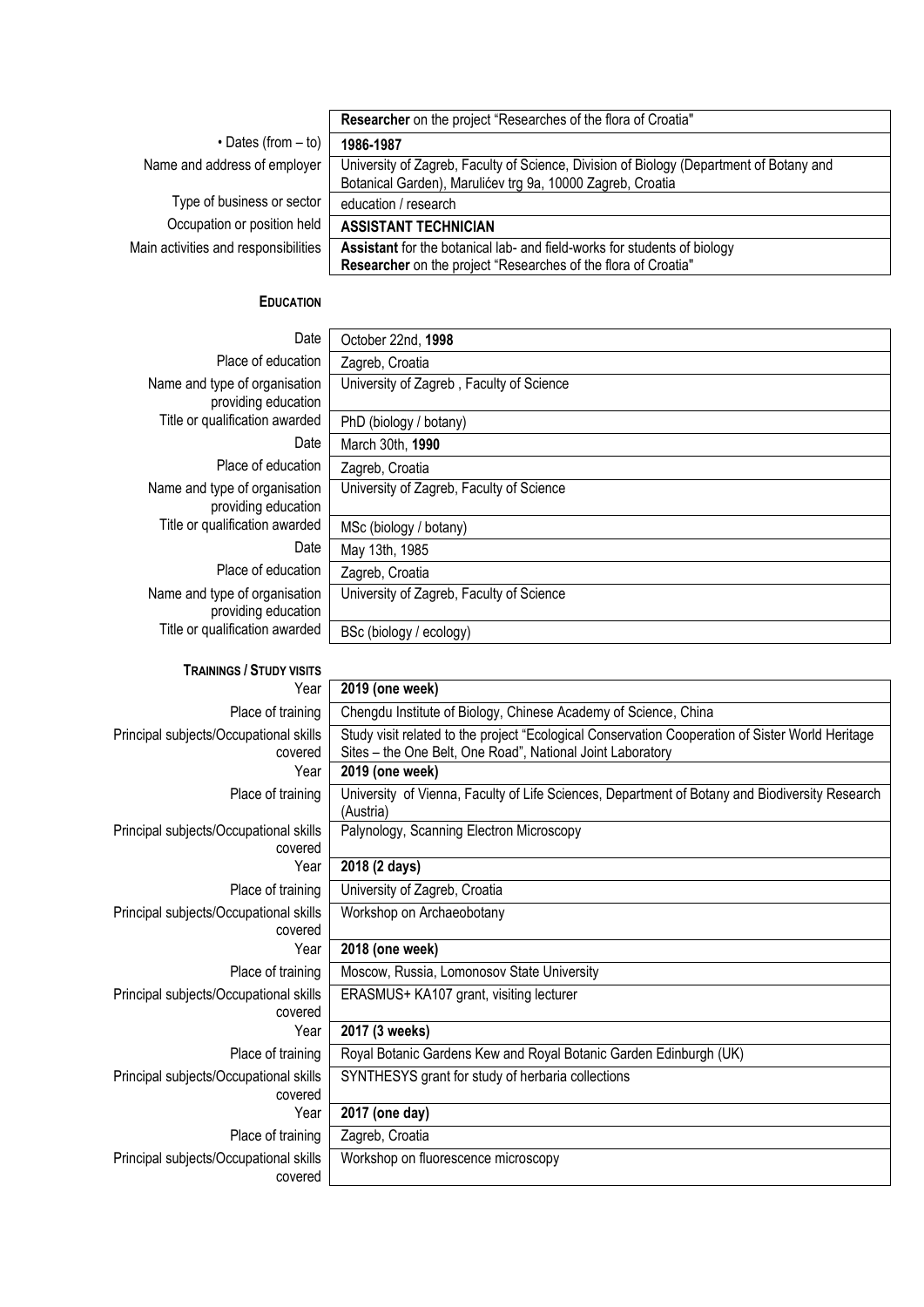| | |
|---|---|
| | **Researcher** on the project "Researches of the flora of Croatia" |
| • Dates (from – to) | **1986-1987** |
| Name and address of employer | University of Zagreb, Faculty of Science, Division of Biology (Department of Botany and Botanical Garden), Marulićev trg 9a, 10000 Zagreb, Croatia |
| Type of business or sector | education / research |
| Occupation or position held | **ASSISTANT TECHNICIAN** |
| Main activities and responsibilities | **Assistant** for the botanical lab- and field-works for students of biology<br>**Researcher** on the project "Researches of the flora of Croatia" |

## EDUCATION

| | |
|---|---|
| Date | October 22nd, **1998** |
| Place of education | Zagreb, Croatia |
| Name and type of organisation providing education | University of Zagreb , Faculty of Science |
| Title or qualification awarded | PhD (biology / botany) |
| Date | March 30th, **1990** |
| Place of education | Zagreb, Croatia |
| Name and type of organisation providing education | University of Zagreb, Faculty of Science |
| Title or qualification awarded | MSc (biology / botany) |
| Date | May 13th, 1985 |
| Place of education | Zagreb, Croatia |
| Name and type of organisation providing education | University of Zagreb, Faculty of Science |
| Title or qualification awarded | BSc (biology / ecology) |

## TRAININGS / STUDY VISITS

| | |
|---|---|
| Year | **2019 (one week)** |
| Place of training | Chengdu Institute of Biology, Chinese Academy of Science, China |
| Principal subjects/Occupational skills covered | Study visit related to the project "Ecological Conservation Cooperation of Sister World Heritage Sites – the One Belt, One Road", National Joint Laboratory |
| Year | **2019 (one week)** |
| Place of training | University of Vienna, Faculty of Life Sciences, Department of Botany and Biodiversity Research (Austria) |
| Principal subjects/Occupational skills covered | Palynology, Scanning Electron Microscopy |
| Year | **2018 (2 days)** |
| Place of training | University of Zagreb, Croatia |
| Principal subjects/Occupational skills covered | Workshop on Archaeobotany |
| Year | **2018 (one week)** |
| Place of training | Moscow, Russia, Lomonosov State University |
| Principal subjects/Occupational skills covered | ERASMUS+ KA107 grant, visiting lecturer |
| Year | **2017 (3 weeks)** |
| Place of training | Royal Botanic Gardens Kew and Royal Botanic Garden Edinburgh (UK) |
| Principal subjects/Occupational skills covered | SYNTHESYS grant for study of herbaria collections |
| Year | **2017 (one day)** |
| Place of training | Zagreb, Croatia |
| Principal subjects/Occupational skills covered | Workshop on fluorescence microscopy |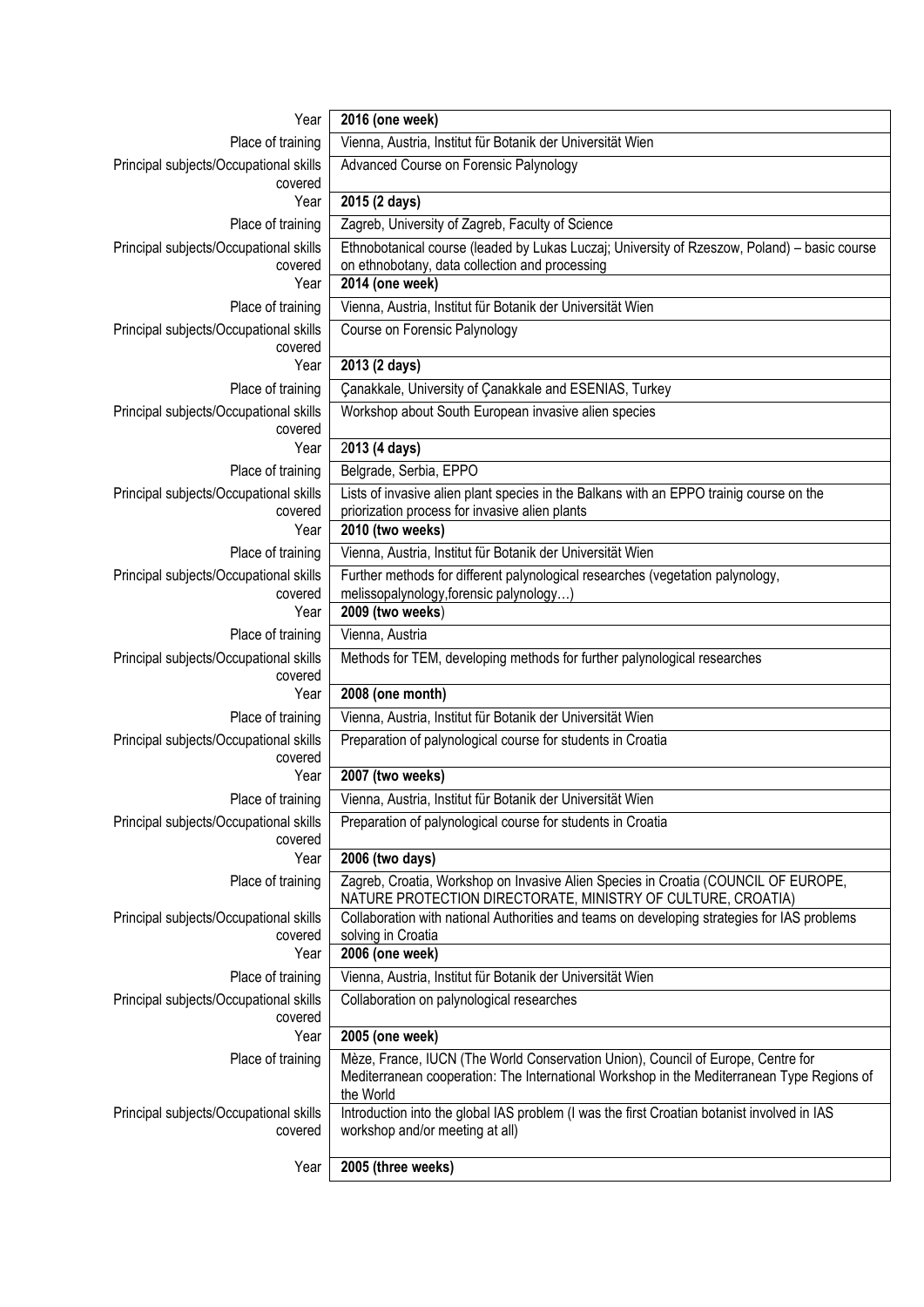| | |
|---|---|
| Year | **2016 (one week)** |
| Place of training | Vienna, Austria, Institut für Botanik der Universität Wien |
| Principal subjects/Occupational skills covered | Advanced Course on Forensic Palynology |
| Year | **2015 (2 days)** |
| Place of training | Zagreb, University of Zagreb, Faculty of Science |
| Principal subjects/Occupational skills covered | Ethnobotanical course (leaded by Lukas Luczaj; University of Rzeszow, Poland) – basic course on ethnobotany, data collection and processing |
| Year | **2014 (one week)** |
| Place of training | Vienna, Austria, Institut für Botanik der Universität Wien |
| Principal subjects/Occupational skills covered | Course on Forensic Palynology |
| Year | **2013 (2 days)** |
| Place of training | Çanakkale, University of Çanakkale and ESENIAS, Turkey |
| Principal subjects/Occupational skills covered | Workshop about South European invasive alien species |
| Year | **2013 (4 days)** |
| Place of training | Belgrade, Serbia, EPPO |
| Principal subjects/Occupational skills covered | Lists of invasive alien plant species in the Balkans with an EPPO trainig course on the priorization process for invasive alien plants |
| Year | **2010 (two weeks)** |
| Place of training | Vienna, Austria, Institut für Botanik der Universität Wien |
| Principal subjects/Occupational skills covered | Further methods for different palynological researches (vegetation palynology, melissopalynology,forensic palynology…) |
| Year | **2009 (two weeks)** |
| Place of training | Vienna, Austria |
| Principal subjects/Occupational skills covered | Methods for TEM, developing methods for further palynological researches |
| Year | **2008 (one month)** |
| Place of training | Vienna, Austria, Institut für Botanik der Universität Wien |
| Principal subjects/Occupational skills covered | Preparation of palynological course for students in Croatia |
| Year | **2007 (two weeks)** |
| Place of training | Vienna, Austria, Institut für Botanik der Universität Wien |
| Principal subjects/Occupational skills covered | Preparation of palynological course for students in Croatia |
| Year | **2006 (two days)** |
| Place of training | Zagreb, Croatia, Workshop on Invasive Alien Species in Croatia (COUNCIL OF EUROPE, NATURE PROTECTION DIRECTORATE, MINISTRY OF CULTURE, CROATIA) |
| Principal subjects/Occupational skills covered | Collaboration with national Authorities and teams on developing strategies for IAS problems solving in Croatia |
| Year | **2006 (one week)** |
| Place of training | Vienna, Austria, Institut für Botanik der Universität Wien |
| Principal subjects/Occupational skills covered | Collaboration on palynological researches |
| Year | **2005 (one week)** |
| Place of training | Mèze, France, IUCN (The World Conservation Union), Council of Europe, Centre for Mediterranean cooperation: The International Workshop in the Mediterranean Type Regions of the World |
| Principal subjects/Occupational skills covered | Introduction into the global IAS problem (I was the first Croatian botanist involved in IAS workshop and/or meeting at all) |
| Year | **2005 (three weeks)** |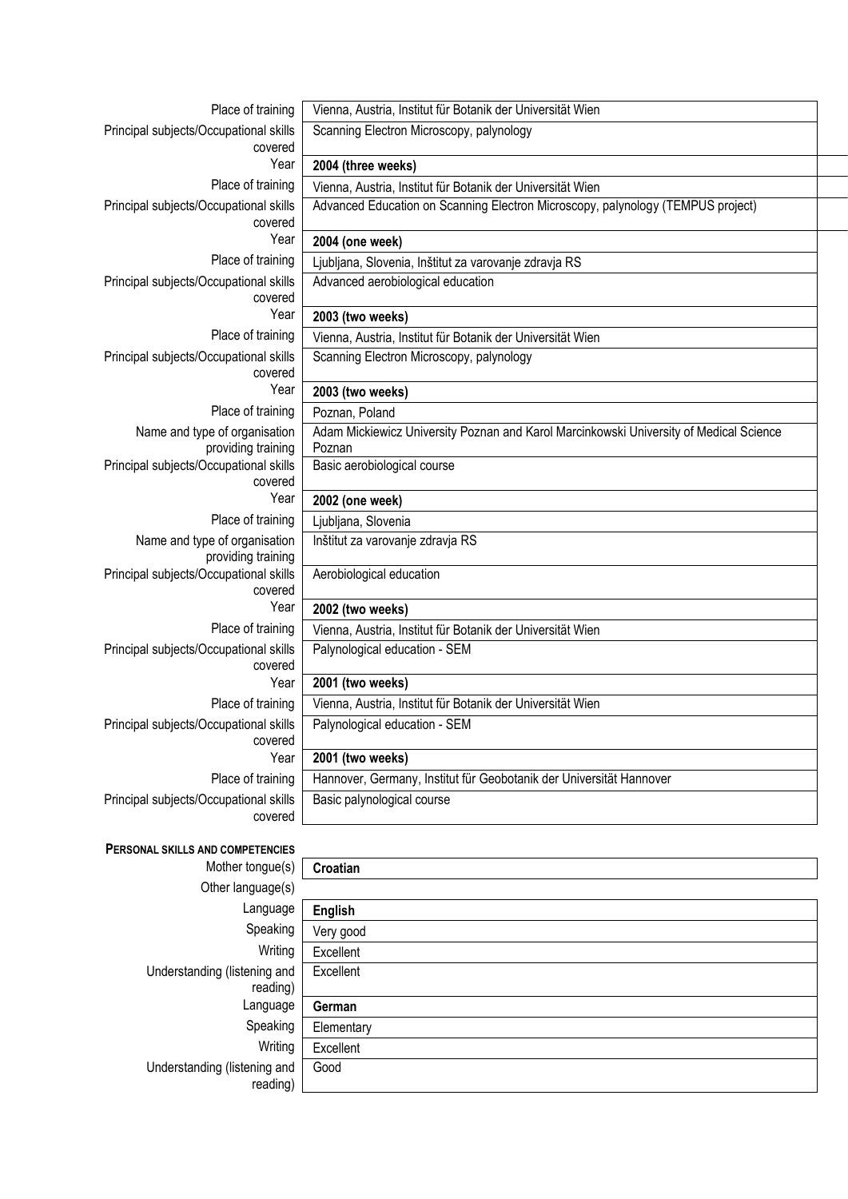| | |
|---|---|
| Place of training | Vienna, Austria, Institut für Botanik der Universität Wien |
| Principal subjects/Occupational skills covered | Scanning Electron Microscopy, palynology |
| Year | **2004 (three weeks)** |
| Place of training | Vienna, Austria, Institut für Botanik der Universität Wien |
| Principal subjects/Occupational skills covered | Advanced Education on Scanning Electron Microscopy, palynology (TEMPUS project) |
| Year | **2004 (one week)** |
| Place of training | Ljubljana, Slovenia, Inštitut za varovanje zdravja RS |
| Principal subjects/Occupational skills covered | Advanced aerobiological education |
| Year | **2003 (two weeks)** |
| Place of training | Vienna, Austria, Institut für Botanik der Universität Wien |
| Principal subjects/Occupational skills covered | Scanning Electron Microscopy, palynology |
| Year | **2003 (two weeks)** |
| Place of training | Poznan, Poland |
| Name and type of organisation providing training | Adam Mickiewicz University Poznan and Karol Marcinkowski University of Medical Science Poznan |
| Principal subjects/Occupational skills covered | Basic aerobiological course |
| Year | **2002 (one week)** |
| Place of training | Ljubljana, Slovenia |
| Name and type of organisation providing training | Inštitut za varovanje zdravja RS |
| Principal subjects/Occupational skills covered | Aerobiological education |
| Year | **2002 (two weeks)** |
| Place of training | Vienna, Austria, Institut für Botanik der Universität Wien |
| Principal subjects/Occupational skills covered | Palynological education - SEM |
| Year | **2001 (two weeks)** |
| Place of training | Vienna, Austria, Institut für Botanik der Universität Wien |
| Principal subjects/Occupational skills covered | Palynological education - SEM |
| Year | **2001 (two weeks)** |
| Place of training | Hannover, Germany, Institut für Geobotanik der Universität Hannover |
| Principal subjects/Occupational skills covered | Basic palynological course |

## Personal skills and competencies

| | |
|---|---|
| Mother tongue(s) | **Croatian** |
| Other language(s) | |
| Language | **English** |
| Speaking | Very good |
| Writing | Excellent |
| Understanding (listening and reading) | Excellent |
| Language | **German** |
| Speaking | Elementary |
| Writing | Excellent |
| Understanding (listening and reading) | Good |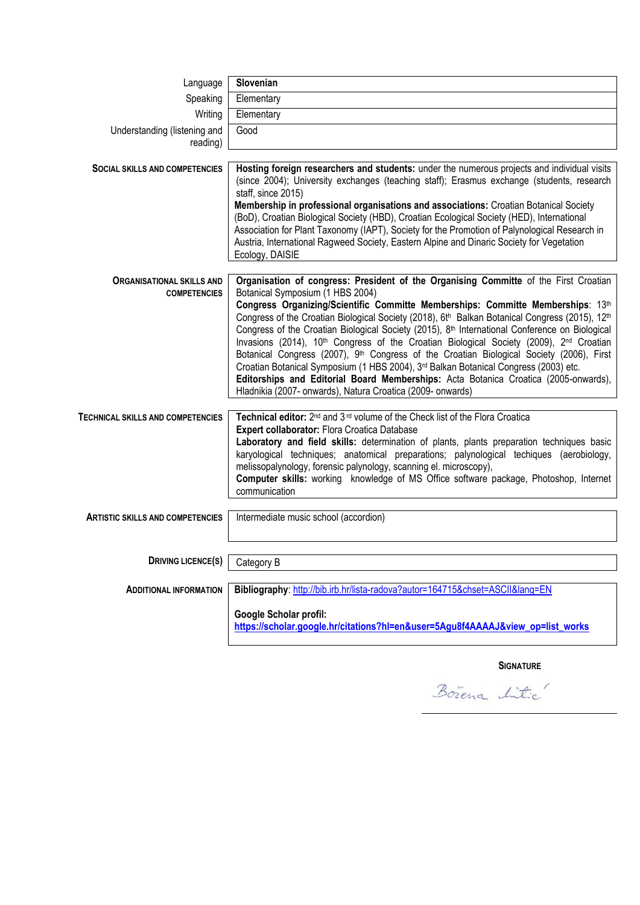| | |
|---|---|
| Language | **Slovenian** |
| Speaking | Elementary |
| Writing | Elementary |
| Understanding (listening and reading) | Good |

**SOCIAL SKILLS AND COMPETENCIES**

**Hosting foreign researchers and students:** under the numerous projects and individual visits (since 2004); University exchanges (teaching staff); Erasmus exchange (students, research staff, since 2015)
**Membership in professional organisations and associations:** Croatian Botanical Society (BoD), Croatian Biological Society (HBD), Croatian Ecological Society (HED), International Association for Plant Taxonomy (IAPT), Society for the Promotion of Palynological Research in Austria, International Ragweed Society, Eastern Alpine and Dinaric Society for Vegetation Ecology, DAISIE

**ORGANISATIONAL SKILLS AND COMPETENCIES**

**Organisation of congress: President of the Organising Committe** of the First Croatian Botanical Symposium (1 HBS 2004)
**Congress Organizing/Scientific Committe Memberships: Committe Memberships**: 13th Congress of the Croatian Biological Society (2018), 6th Balkan Botanical Congress (2015), 12th Congress of the Croatian Biological Society (2015), 8th International Conference on Biological Invasions (2014), 10th Congress of the Croatian Biological Society (2009), 2nd Croatian Botanical Congress (2007), 9th Congress of the Croatian Biological Society (2006), First Croatian Botanical Symposium (1 HBS 2004), 3rd Balkan Botanical Congress (2003) etc.
**Editorships and Editorial Board Memberships:** Acta Botanica Croatica (2005-onwards), Hladnikia (2007- onwards), Natura Croatica (2009- onwards)

**TECHNICAL SKILLS AND COMPETENCIES**

**Technical editor:** 2nd and 3rd volume of the Check list of the Flora Croatica
**Expert collaborator:** Flora Croatica Database
**Laboratory and field skills:** determination of plants, plants preparation techniques basic karyological techniques; anatomical preparations; palynological techiques (aerobiology, melissopalynology, forensic palynology, scanning el. microscopy),
**Computer skills:** working knowledge of MS Office software package, Photoshop, Internet communication

**ARTISTIC SKILLS AND COMPETENCIES**

Intermediate music school (accordion)

**DRIVING LICENCE(S)**

Category B

**ADDITIONAL INFORMATION**

**Bibliography**: http://bib.irb.hr/lista-radova?autor=164715&chset=ASCII&lang=EN

**Google Scholar profil:**
**https://scholar.google.hr/citations?hl=en&user=5Agu8f4AAAAJ&view_op=list_works**

**SIGNATURE**

Božena Mitić